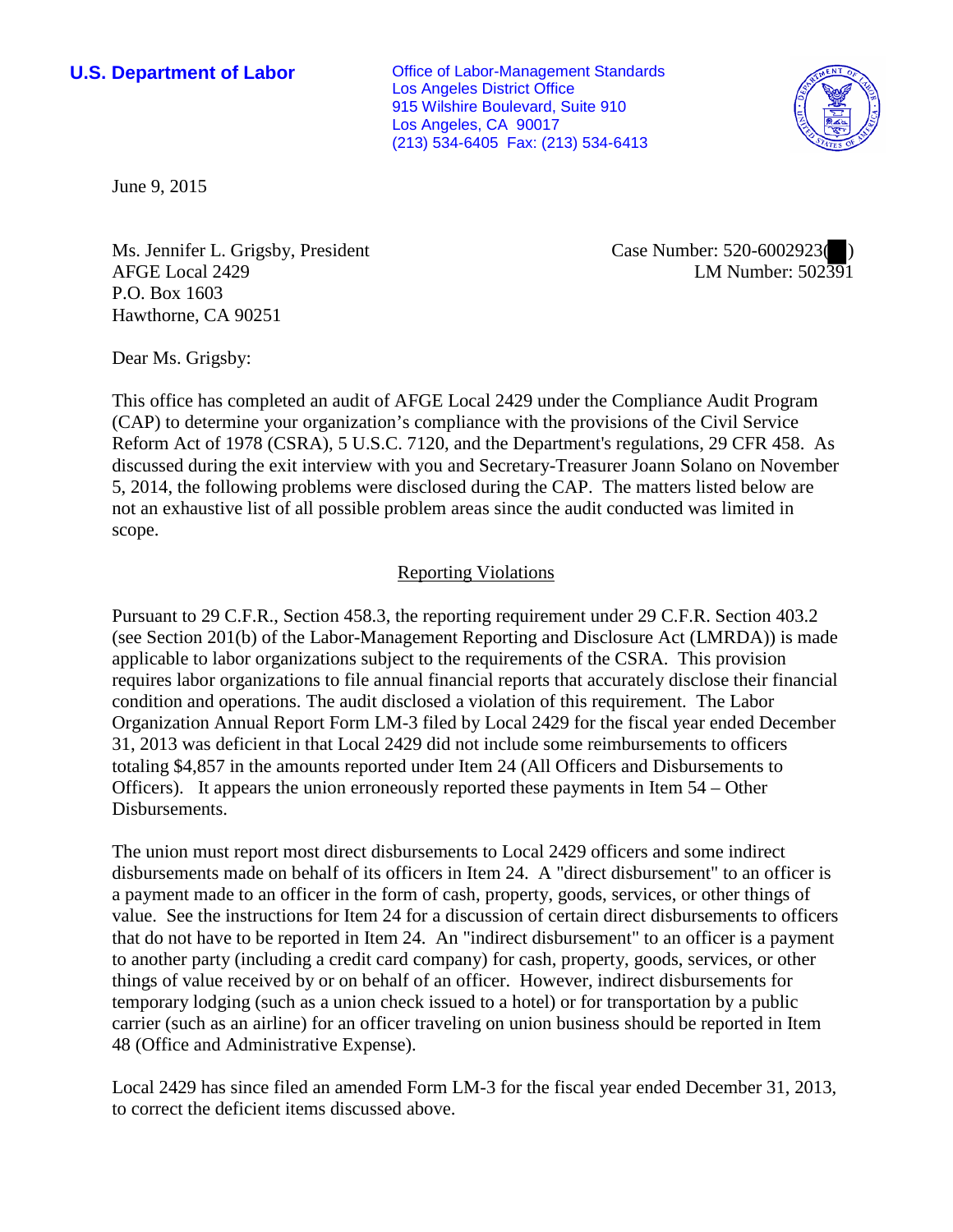**U.S. Department of Labor**

Office of Labor-Management Standards
Los Angeles District Office
915 Wilshire Boulevard, Suite 910
Los Angeles, CA 90017
(213) 534-6405 Fax: (213) 534-6413

June 9, 2015

Ms. Jennifer L. Grigsby, President
AFGE Local 2429
P.O. Box 1603
Hawthorne, CA 90251

Case Number: 520-6002923( )
LM Number: 502391

Dear Ms. Grigsby:

This office has completed an audit of AFGE Local 2429 under the Compliance Audit Program (CAP) to determine your organization's compliance with the provisions of the Civil Service Reform Act of 1978 (CSRA), 5 U.S.C. 7120, and the Department's regulations, 29 CFR 458. As discussed during the exit interview with you and Secretary-Treasurer Joann Solano on November 5, 2014, the following problems were disclosed during the CAP. The matters listed below are not an exhaustive list of all possible problem areas since the audit conducted was limited in scope.

## Reporting Violations

Pursuant to 29 C.F.R., Section 458.3, the reporting requirement under 29 C.F.R. Section 403.2 (see Section 201(b) of the Labor-Management Reporting and Disclosure Act (LMRDA)) is made applicable to labor organizations subject to the requirements of the CSRA. This provision requires labor organizations to file annual financial reports that accurately disclose their financial condition and operations. The audit disclosed a violation of this requirement. The Labor Organization Annual Report Form LM-3 filed by Local 2429 for the fiscal year ended December 31, 2013 was deficient in that Local 2429 did not include some reimbursements to officers totaling $4,857 in the amounts reported under Item 24 (All Officers and Disbursements to Officers). It appears the union erroneously reported these payments in Item 54 – Other Disbursements.

The union must report most direct disbursements to Local 2429 officers and some indirect disbursements made on behalf of its officers in Item 24. A "direct disbursement" to an officer is a payment made to an officer in the form of cash, property, goods, services, or other things of value. See the instructions for Item 24 for a discussion of certain direct disbursements to officers that do not have to be reported in Item 24. An "indirect disbursement" to an officer is a payment to another party (including a credit card company) for cash, property, goods, services, or other things of value received by or on behalf of an officer. However, indirect disbursements for temporary lodging (such as a union check issued to a hotel) or for transportation by a public carrier (such as an airline) for an officer traveling on union business should be reported in Item 48 (Office and Administrative Expense).

Local 2429 has since filed an amended Form LM-3 for the fiscal year ended December 31, 2013, to correct the deficient items discussed above.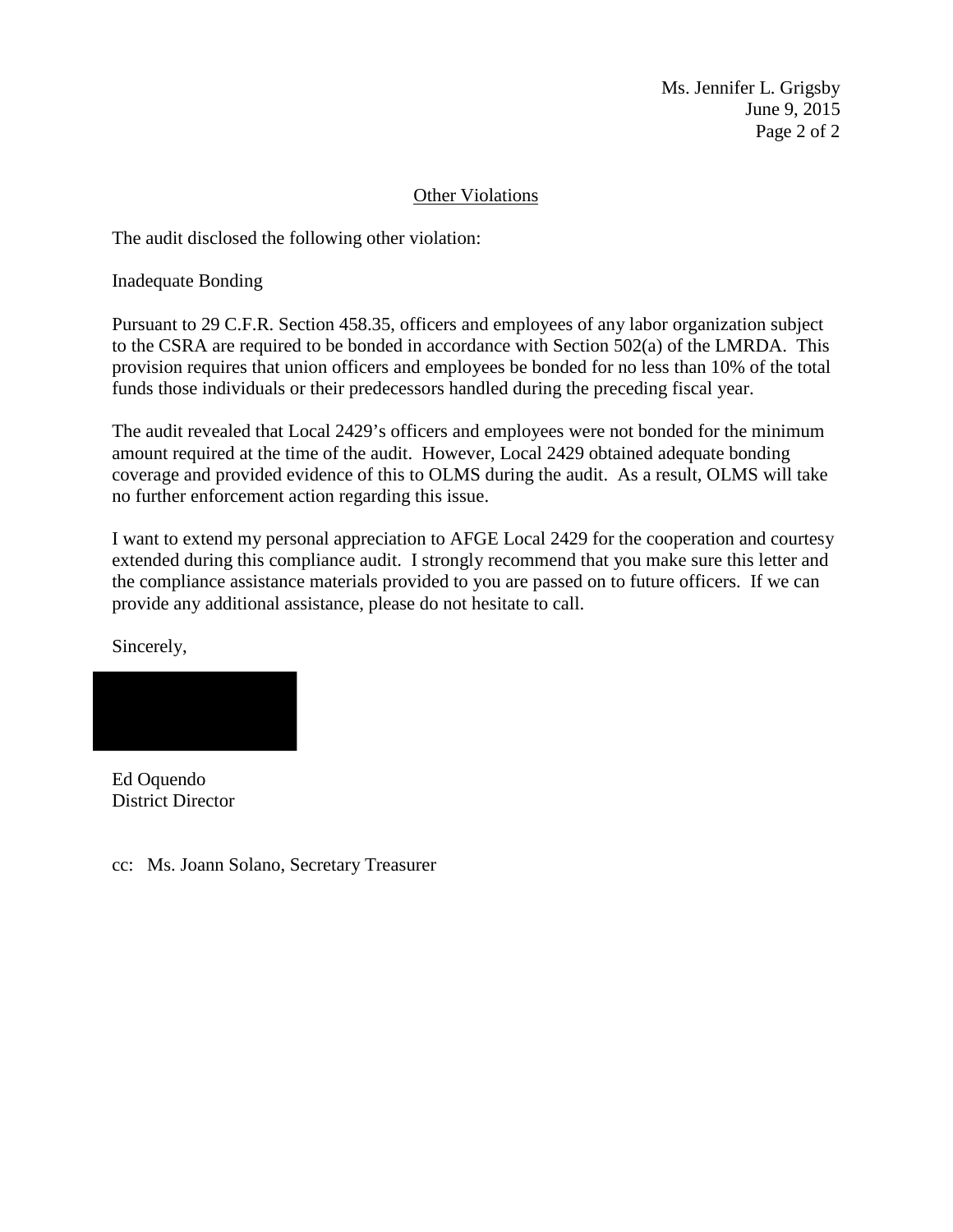Ms. Jennifer L. Grigsby
June 9, 2015

## Other Violations

The audit disclosed the following other violation:

Inadequate Bonding

Pursuant to 29 C.F.R. Section 458.35, officers and employees of any labor organization subject to the CSRA are required to be bonded in accordance with Section 502(a) of the LMRDA. This provision requires that union officers and employees be bonded for no less than 10% of the total funds those individuals or their predecessors handled during the preceding fiscal year.

The audit revealed that Local 2429's officers and employees were not bonded for the minimum amount required at the time of the audit. However, Local 2429 obtained adequate bonding coverage and provided evidence of this to OLMS during the audit. As a result, OLMS will take no further enforcement action regarding this issue.

I want to extend my personal appreciation to AFGE Local 2429 for the cooperation and courtesy extended during this compliance audit. I strongly recommend that you make sure this letter and the compliance assistance materials provided to you are passed on to future officers. If we can provide any additional assistance, please do not hesitate to call.

Sincerely,

Ed Oquendo
District Director

cc: Ms. Joann Solano, Secretary Treasurer